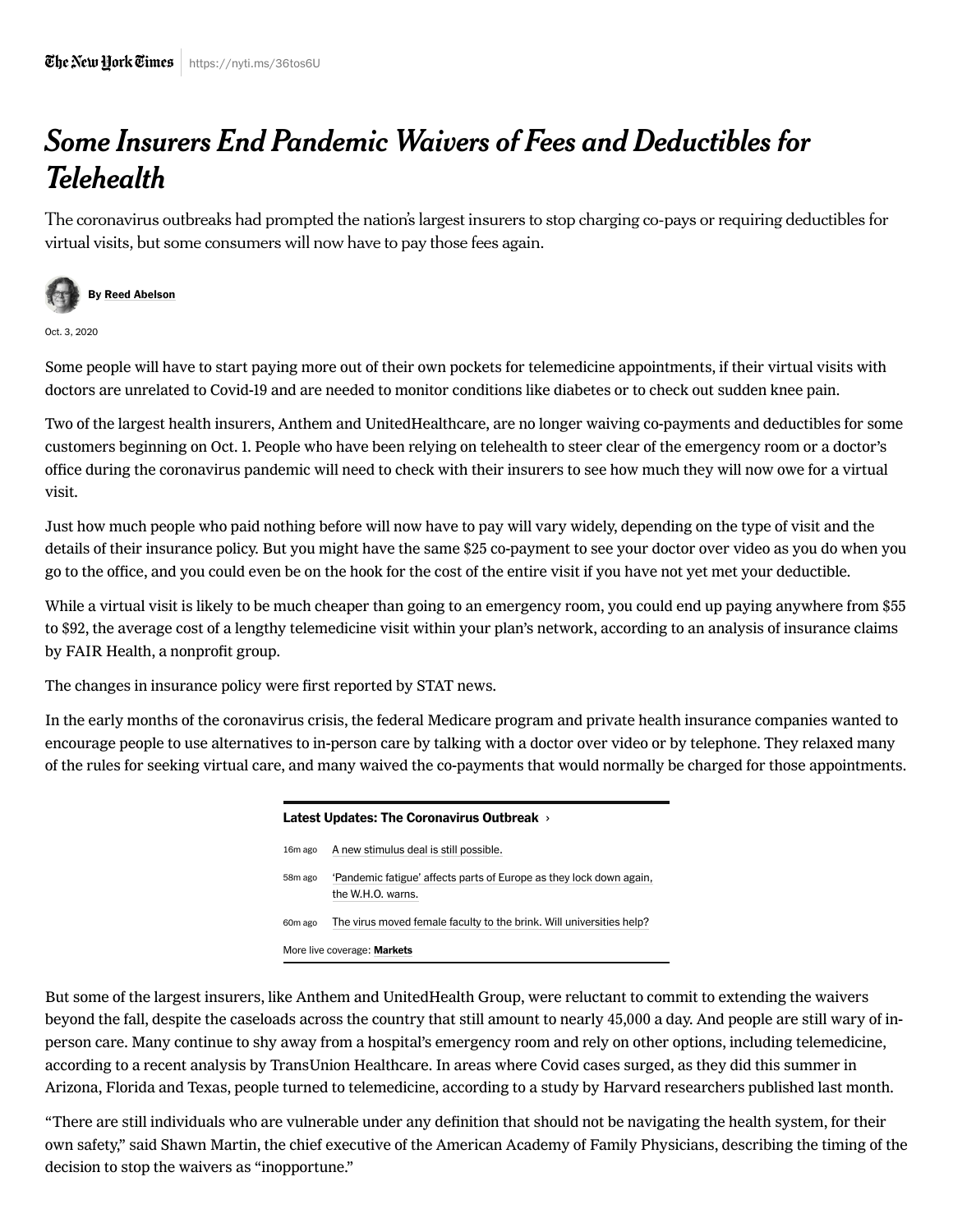The New York Times https://nyti.ms/36tos6U

# *Some Insurers End Pandemic Waivers of Fees and Deductibles for Telehealth*

The coronavirus outbreaks had prompted the nation's largest insurers to stop charging co-pays or requiring deductibles for virtual visits, but some consumers will now have to pay those fees again.

By **Reed Abelson**

Oct. 3, 2020

Some people will have to start paying more out of their own pockets for telemedicine appointments, if their virtual visits with doctors are unrelated to Covid-19 and are needed to monitor conditions like diabetes or to check out sudden knee pain.

Two of the largest health insurers, Anthem and UnitedHealthcare, are no longer waiving co-payments and deductibles for some customers beginning on Oct. 1. People who have been relying on telehealth to steer clear of the emergency room or a doctor's office during the coronavirus pandemic will need to check with their insurers to see how much they will now owe for a virtual visit.

Just how much people who paid nothing before will now have to pay will vary widely, depending on the type of visit and the details of their insurance policy. But you might have the same $25 co-payment to see your doctor over video as you do when you go to the office, and you could even be on the hook for the cost of the entire visit if you have not yet met your deductible.

While a virtual visit is likely to be much cheaper than going to an emergency room, you could end up paying anywhere from $55 to $92, the average cost of a lengthy telemedicine visit within your plan's network, according to an analysis of insurance claims by FAIR Health, a nonprofit group.

The changes in insurance policy were first reported by STAT news.

In the early months of the coronavirus crisis, the federal Medicare program and private health insurance companies wanted to encourage people to use alternatives to in-person care by talking with a doctor over video or by telephone. They relaxed many of the rules for seeking virtual care, and many waived the co-payments that would normally be charged for those appointments.

**Latest Updates: The Coronavirus Outbreak ›**

- 16m ago — A new stimulus deal is still possible.
- 58m ago — 'Pandemic fatigue' affects parts of Europe as they lock down again, the W.H.O. warns.
- 60m ago — The virus moved female faculty to the brink. Will universities help?

More live coverage: **Markets**

But some of the largest insurers, like Anthem and UnitedHealth Group, were reluctant to commit to extending the waivers beyond the fall, despite the caseloads across the country that still amount to nearly 45,000 a day. And people are still wary of in-person care. Many continue to shy away from a hospital's emergency room and rely on other options, including telemedicine, according to a recent analysis by TransUnion Healthcare. In areas where Covid cases surged, as they did this summer in Arizona, Florida and Texas, people turned to telemedicine, according to a study by Harvard researchers published last month.

"There are still individuals who are vulnerable under any definition that should not be navigating the health system, for their own safety," said Shawn Martin, the chief executive of the American Academy of Family Physicians, describing the timing of the decision to stop the waivers as "inopportune."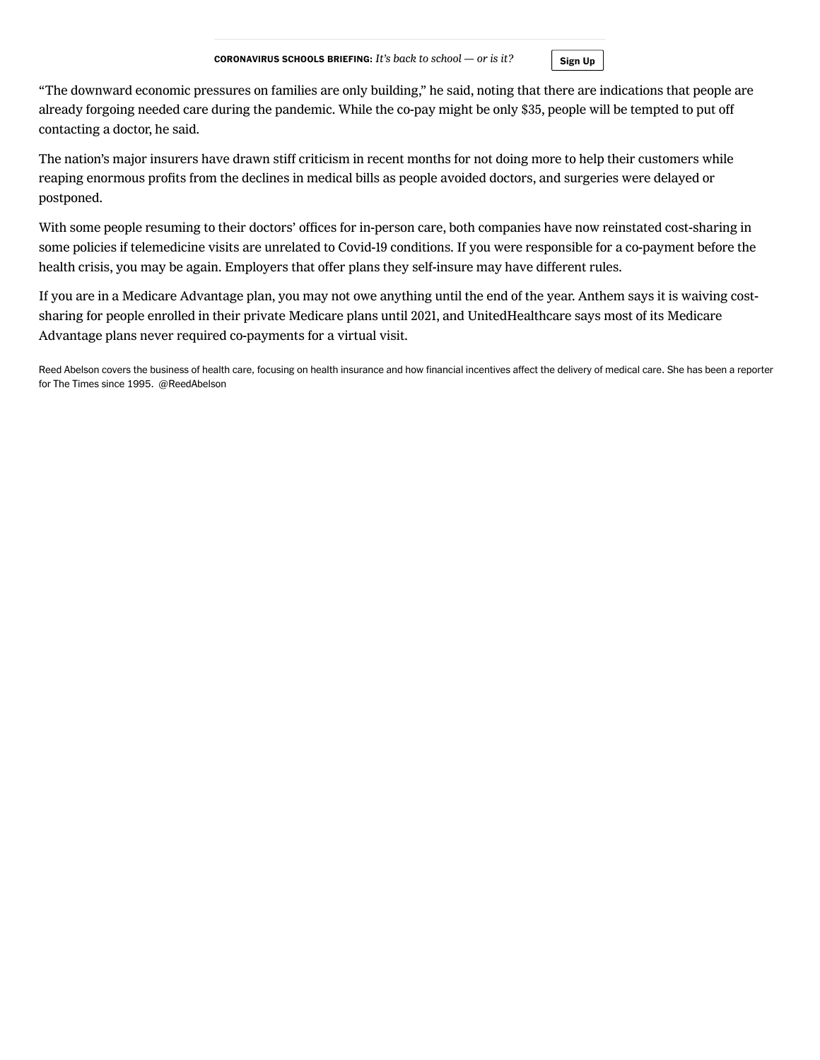“The downward economic pressures on families are only building,” he said, noting that there are indications that people are already forgoing needed care during the pandemic. While the co-pay might be only $35, people will be tempted to put off contacting a doctor, he said.

The nation’s major insurers have drawn stiff criticism in recent months for not doing more to help their customers while reaping enormous profits from the declines in medical bills as people avoided doctors, and surgeries were delayed or postponed.

With some people resuming to their doctors’ offices for in-person care, both companies have now reinstated cost-sharing in some policies if telemedicine visits are unrelated to Covid-19 conditions. If you were responsible for a co-payment before the health crisis, you may be again. Employers that offer plans they self-insure may have different rules.

If you are in a Medicare Advantage plan, you may not owe anything until the end of the year. Anthem says it is waiving cost-sharing for people enrolled in their private Medicare plans until 2021, and UnitedHealthcare says most of its Medicare Advantage plans never required co-payments for a virtual visit.

Reed Abelson covers the business of health care, focusing on health insurance and how financial incentives affect the delivery of medical care. She has been a reporter for The Times since 1995. @ReedAbelson